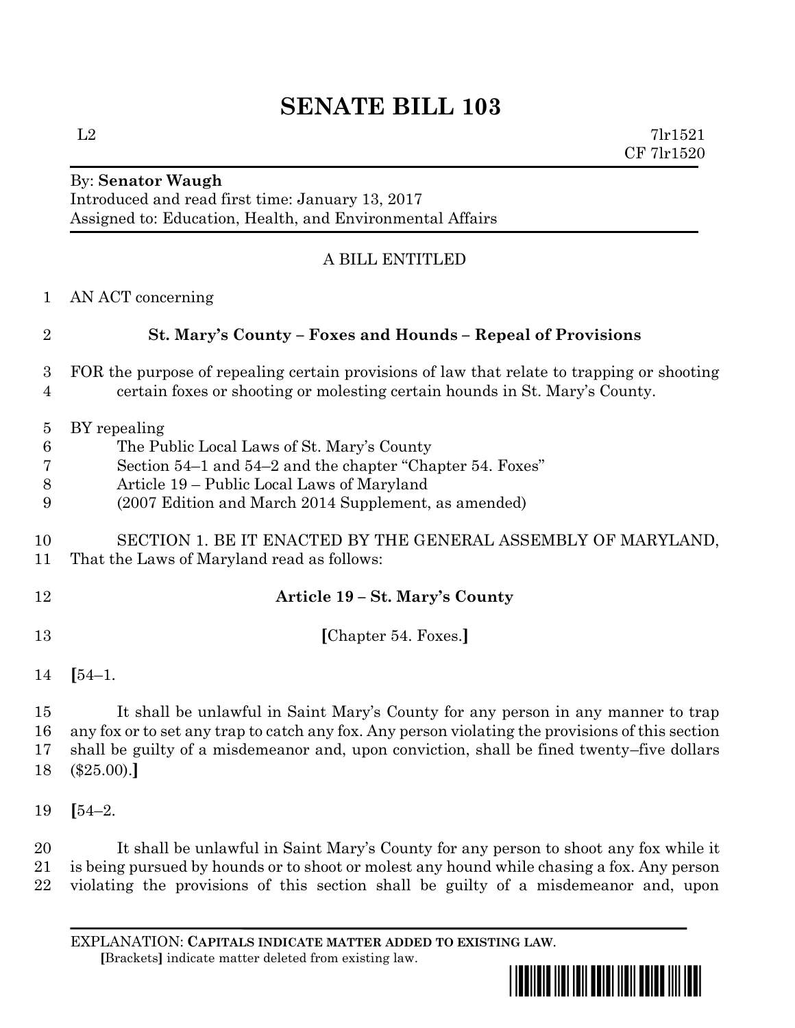# SENATE BILL 103

L2 7lr1521
CF 7lr1520

By: **Senator Waugh**
Introduced and read first time: January 13, 2017
Assigned to: Education, Health, and Environmental Affairs

A BILL ENTITLED

AN ACT concerning

**St. Mary's County – Foxes and Hounds – Repeal of Provisions**

FOR the purpose of repealing certain provisions of law that relate to trapping or shooting certain foxes or shooting or molesting certain hounds in St. Mary's County.

BY repealing
The Public Local Laws of St. Mary's County
Section 54–1 and 54–2 and the chapter "Chapter 54. Foxes"
Article 19 – Public Local Laws of Maryland
(2007 Edition and March 2014 Supplement, as amended)

SECTION 1. BE IT ENACTED BY THE GENERAL ASSEMBLY OF MARYLAND, That the Laws of Maryland read as follows:

**Article 19 – St. Mary's County**

**[**Chapter 54. Foxes.**]**

**[**54–1.

It shall be unlawful in Saint Mary's County for any person in any manner to trap any fox or to set any trap to catch any fox. Any person violating the provisions of this section shall be guilty of a misdemeanor and, upon conviction, shall be fined twenty–five dollars ($25.00).**]**

**[**54–2.

It shall be unlawful in Saint Mary's County for any person to shoot any fox while it is being pursued by hounds or to shoot or molest any hound while chasing a fox. Any person violating the provisions of this section shall be guilty of a misdemeanor and, upon

EXPLANATION: **CAPITALS INDICATE MATTER ADDED TO EXISTING LAW.**
**[**Brackets**]** indicate matter deleted from existing law.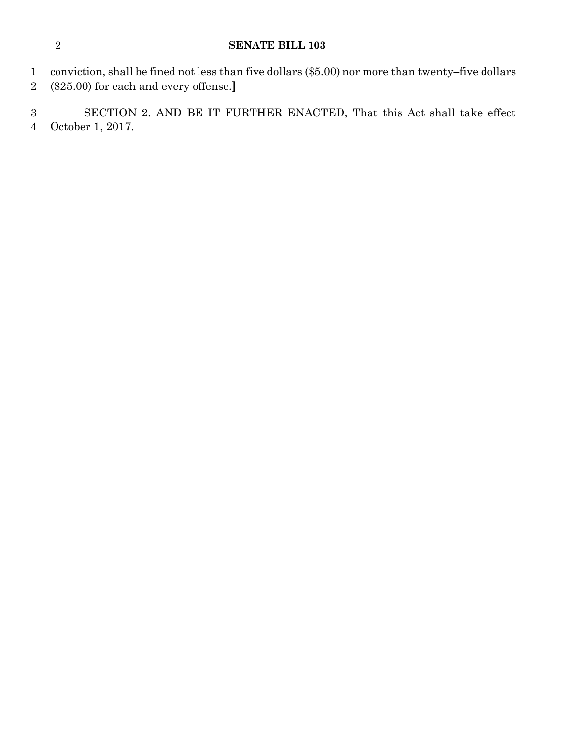conviction, shall be fined not less than five dollars ($5.00) nor more than twenty–five dollars ($25.00) for each and every offense.]

SECTION 2. AND BE IT FURTHER ENACTED, That this Act shall take effect October 1, 2017.